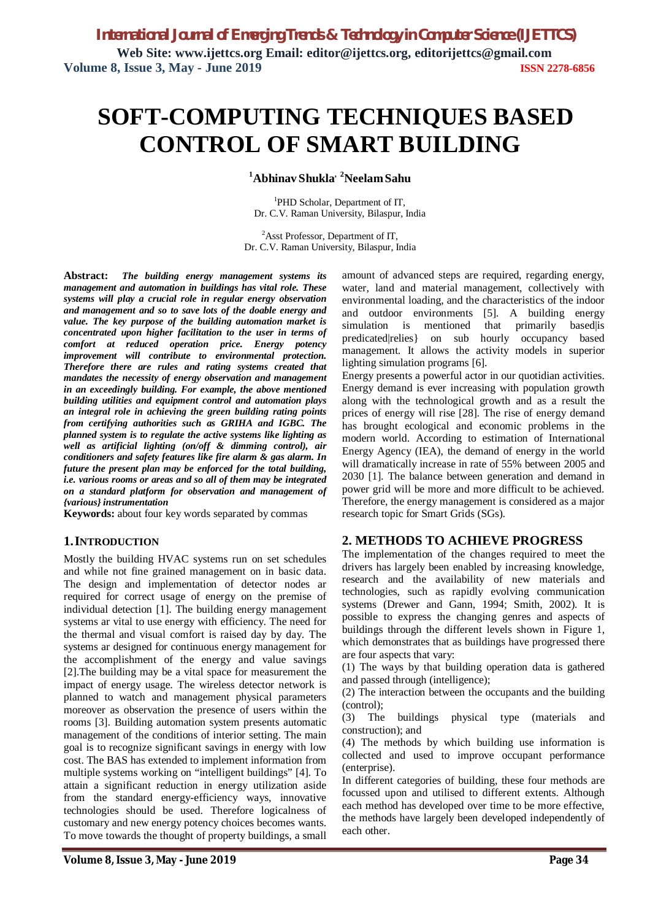# SOFT-COMPUTING TECHNIQUES BASED CONTROL OF SMART BUILDING

**[1]Abhinav Shukla, [2]Neelam Sahu**

[1]PHD Scholar, Department of IT,
Dr. C.V. Raman University, Bilaspur, India

[2]Asst Professor, Department of IT,
Dr. C.V. Raman University, Bilaspur, India

**Abstract:** ***The building energy management systems its management and automation in buildings has vital role. These systems will play a crucial role in regular energy observation and management and so to save lots of the doable energy and value. The key purpose of the building automation market is concentrated upon higher facilitation to the user in terms of comfort at reduced operation price. Energy potency improvement will contribute to environmental protection. Therefore there are rules and rating systems created that mandates the necessity of energy observation and management in an exceedingly building. For example, the above mentioned building utilities and equipment control and automation plays an integral role in achieving the green building rating points from certifying authorities such as GRIHA and IGBC. The planned system is to regulate the active systems like lighting as well as artificial lighting (on/off & dimming control), air conditioners and safety features like fire alarm & gas alarm. In future the present plan may be enforced for the total building, i.e. various rooms or areas and so all of them may be integrated on a standard platform for observation and management of {various} instrumentation***

**Keywords:** about four key words separated by commas

## 1. INTRODUCTION

Mostly the building HVAC systems run on set schedules and while not fine grained management on in basic data. The design and implementation of detector nodes ar required for correct usage of energy on the premise of individual detection [1]. The building energy management systems ar vital to use energy with efficiency. The need for the thermal and visual comfort is raised day by day. The systems ar designed for continuous energy management for the accomplishment of the energy and value savings [2].The building may be a vital space for measurement the impact of energy usage. The wireless detector network is planned to watch and management physical parameters moreover as observation the presence of users within the rooms [3]. Building automation system presents automatic management of the conditions of interior setting. The main goal is to recognize significant savings in energy with low cost. The BAS has extended to implement information from multiple systems working on "intelligent buildings" [4]. To attain a significant reduction in energy utilization aside from the standard energy-efficiency ways, innovative technologies should be used. Therefore logicalness of customary and new energy potency choices becomes wants. To move towards the thought of property buildings, a small amount of advanced steps are required, regarding energy, water, land and material management, collectively with environmental loading, and the characteristics of the indoor and outdoor environments [5]. A building energy simulation is mentioned that primarily based|is predicated|relies} on sub hourly occupancy based management. It allows the activity models in superior lighting simulation programs [6].

Energy presents a powerful actor in our quotidian activities. Energy demand is ever increasing with population growth along with the technological growth and as a result the prices of energy will rise [28]. The rise of energy demand has brought ecological and economic problems in the modern world. According to estimation of International Energy Agency (IEA), the demand of energy in the world will dramatically increase in rate of 55% between 2005 and 2030 [1]. The balance between generation and demand in power grid will be more and more difficult to be achieved. Therefore, the energy management is considered as a major research topic for Smart Grids (SGs).

## 2. METHODS TO ACHIEVE PROGRESS

The implementation of the changes required to meet the drivers has largely been enabled by increasing knowledge, research and the availability of new materials and technologies, such as rapidly evolving communication systems (Drewer and Gann, 1994; Smith, 2002). It is possible to express the changing genres and aspects of buildings through the different levels shown in Figure 1, which demonstrates that as buildings have progressed there are four aspects that vary:

(1) The ways by that building operation data is gathered and passed through (intelligence);

(2) The interaction between the occupants and the building (control);

(3) The buildings physical type (materials and construction); and

(4) The methods by which building use information is collected and used to improve occupant performance (enterprise).

In different categories of building, these four methods are focussed upon and utilised to different extents. Although each method has developed over time to be more effective, the methods have largely been developed independently of each other.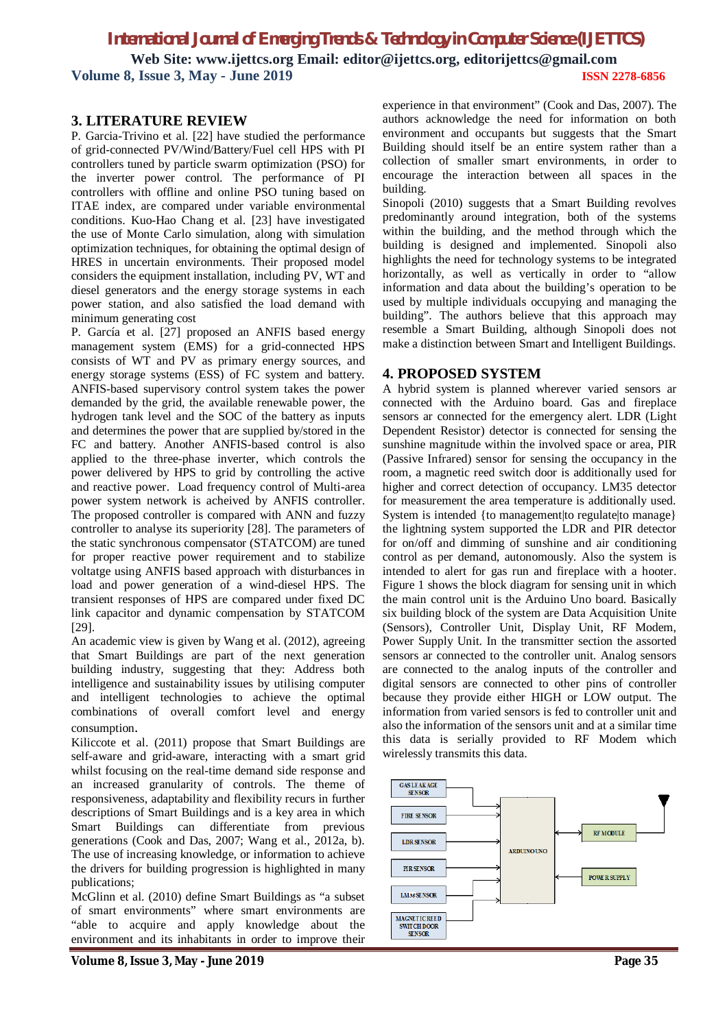## 3. LITERATURE REVIEW

P. Garcia-Trivino et al. [22] have studied the performance of grid-connected PV/Wind/Battery/Fuel cell HPS with PI controllers tuned by particle swarm optimization (PSO) for the inverter power control. The performance of PI controllers with offline and online PSO tuning based on ITAE index, are compared under variable environmental conditions. Kuo-Hao Chang et al. [23] have investigated the use of Monte Carlo simulation, along with simulation optimization techniques, for obtaining the optimal design of HRES in uncertain environments. Their proposed model considers the equipment installation, including PV, WT and diesel generators and the energy storage systems in each power station, and also satisfied the load demand with minimum generating cost

P. García et al. [27] proposed an ANFIS based energy management system (EMS) for a grid-connected HPS consists of WT and PV as primary energy sources, and energy storage systems (ESS) of FC system and battery. ANFIS-based supervisory control system takes the power demanded by the grid, the available renewable power, the hydrogen tank level and the SOC of the battery as inputs and determines the power that are supplied by/stored in the FC and battery. Another ANFIS-based control is also applied to the three-phase inverter, which controls the power delivered by HPS to grid by controlling the active and reactive power. Load frequency control of Multi-area power system network is acheived by ANFIS controller. The proposed controller is compared with ANN and fuzzy controller to analyse its superiority [28]. The parameters of the static synchronous compensator (STATCOM) are tuned for proper reactive power requirement and to stabilize voltatge using ANFIS based approach with disturbances in load and power generation of a wind-diesel HPS. The transient responses of HPS are compared under fixed DC link capacitor and dynamic compensation by STATCOM [29].

An academic view is given by Wang et al. (2012), agreeing that Smart Buildings are part of the next generation building industry, suggesting that they: Address both intelligence and sustainability issues by utilising computer and intelligent technologies to achieve the optimal combinations of overall comfort level and energy consumption.

Kiliccote et al. (2011) propose that Smart Buildings are self-aware and grid-aware, interacting with a smart grid whilst focusing on the real-time demand side response and an increased granularity of controls. The theme of responsiveness, adaptability and flexibility recurs in further descriptions of Smart Buildings and is a key area in which Smart Buildings can differentiate from previous generations (Cook and Das, 2007; Wang et al., 2012a, b). The use of increasing knowledge, or information to achieve the drivers for building progression is highlighted in many publications;

McGlinn et al. (2010) define Smart Buildings as "a subset of smart environments" where smart environments are "able to acquire and apply knowledge about the environment and its inhabitants in order to improve their experience in that environment" (Cook and Das, 2007). The authors acknowledge the need for information on both environment and occupants but suggests that the Smart Building should itself be an entire system rather than a collection of smaller smart environments, in order to encourage the interaction between all spaces in the building.

Sinopoli (2010) suggests that a Smart Building revolves predominantly around integration, both of the systems within the building, and the method through which the building is designed and implemented. Sinopoli also highlights the need for technology systems to be integrated horizontally, as well as vertically in order to "allow information and data about the building's operation to be used by multiple individuals occupying and managing the building". The authors believe that this approach may resemble a Smart Building, although Sinopoli does not make a distinction between Smart and Intelligent Buildings.

## 4. PROPOSED SYSTEM

A hybrid system is planned wherever varied sensors ar connected with the Arduino board. Gas and fireplace sensors ar connected for the emergency alert. LDR (Light Dependent Resistor) detector is connected for sensing the sunshine magnitude within the involved space or area, PIR (Passive Infrared) sensor for sensing the occupancy in the room, a magnetic reed switch door is additionally used for higher and correct detection of occupancy. LM35 detector for measurement the area temperature is additionally used. System is intended {to management|to regulate|to manage} the lightning system supported the LDR and PIR detector for on/off and dimming of sunshine and air conditioning control as per demand, autonomously. Also the system is intended to alert for gas run and fireplace with a hooter. Figure 1 shows the block diagram for sensing unit in which the main control unit is the Arduino Uno board. Basically six building block of the system are Data Acquisition Unite (Sensors), Controller Unit, Display Unit, RF Modem, Power Supply Unit. In the transmitter section the assorted sensors ar connected to the controller unit. Analog sensors are connected to the analog inputs of the controller and digital sensors are connected to other pins of controller because they provide either HIGH or LOW output. The information from varied sensors is fed to controller unit and also the information of the sensors unit and at a similar time this data is serially provided to RF Modem which wirelessly transmits this data.

GAS LEAKAGE SENSOR
FIRE SENSOR
LDR SENSOR
PIR SENSOR
LM35 SENSOR
MAGNETIC REED SWITCH DOOR SENSOR
ARDUINO UNO
RF MODULE
POWER SUPPLY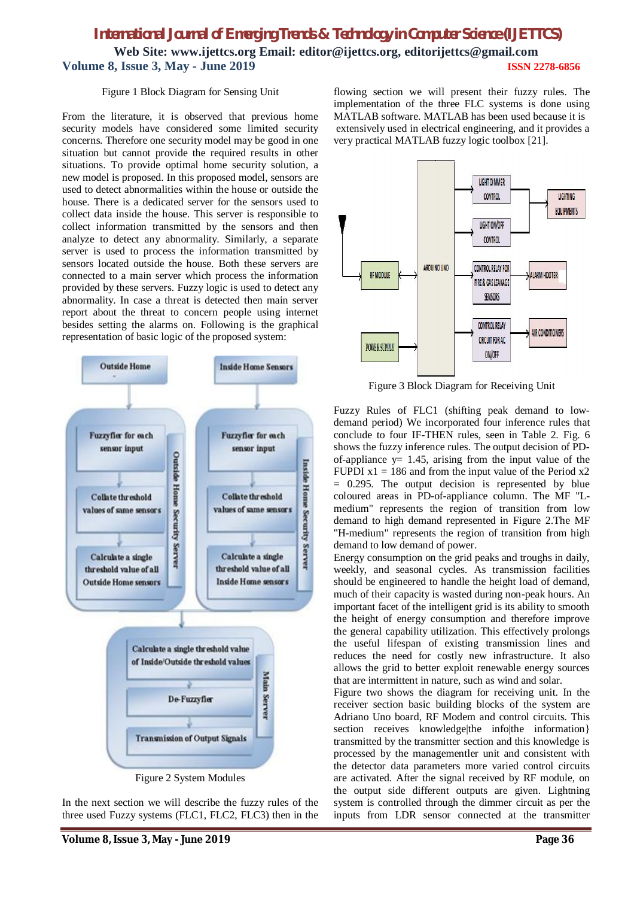Figure 1 Block Diagram for Sensing Unit

From the literature, it is observed that previous home security models have considered some limited security concerns. Therefore one security model may be good in one situation but cannot provide the required results in other situations. To provide optimal home security solution, a new model is proposed. In this proposed model, sensors are used to detect abnormalities within the house or outside the house. There is a dedicated server for the sensors used to collect data inside the house. This server is responsible to collect information transmitted by the sensors and then analyze to detect any abnormality. Similarly, a separate server is used to process the information transmitted by sensors located outside the house. Both these servers are connected to a main server which process the information provided by these servers. Fuzzy logic is used to detect any abnormality. In case a threat is detected then main server report about the threat to concern people using internet besides setting the alarms on. Following is the graphical representation of basic logic of the proposed system:

Figure 2 System Modules

In the next section we will describe the fuzzy rules of the three used Fuzzy systems (FLC1, FLC2, FLC3) then in the flowing section we will present their fuzzy rules. The implementation of the three FLC systems is done using MATLAB software. MATLAB has been used because it is extensively used in electrical engineering, and it provides a very practical MATLAB fuzzy logic toolbox [21].

Figure 3 Block Diagram for Receiving Unit

Fuzzy Rules of FLC1 (shifting peak demand to low-demand period) We incorporated four inference rules that conclude to four IF-THEN rules, seen in Table 2. Fig. 6 shows the fuzzy inference rules. The output decision of PD-of-appliance y= 1.45, arising from the input value of the FUPDI x1 = 186 and from the input value of the Period x2 = 0.295. The output decision is represented by blue coloured areas in PD-of-appliance column. The MF "L-medium" represents the region of transition from low demand to high demand represented in Figure 2.The MF "H-medium" represents the region of transition from high demand to low demand of power.

Energy consumption on the grid peaks and troughs in daily, weekly, and seasonal cycles. As transmission facilities should be engineered to handle the height load of demand, much of their capacity is wasted during non-peak hours. An important facet of the intelligent grid is its ability to smooth the height of energy consumption and therefore improve the general capability utilization. This effectively prolongs the useful lifespan of existing transmission lines and reduces the need for costly new infrastructure. It also allows the grid to better exploit renewable energy sources that are intermittent in nature, such as wind and solar.

Figure two shows the diagram for receiving unit. In the receiver section basic building blocks of the system are Adriano Uno board, RF Modem and control circuits. This section receives knowledge|the info|the information} transmitted by the transmitter section and this knowledge is processed by the managementler unit and consistent with the detector data parameters more varied control circuits are activated. After the signal received by RF module, on the output side different outputs are given. Lightning system is controlled through the dimmer circuit as per the inputs from LDR sensor connected at the transmitter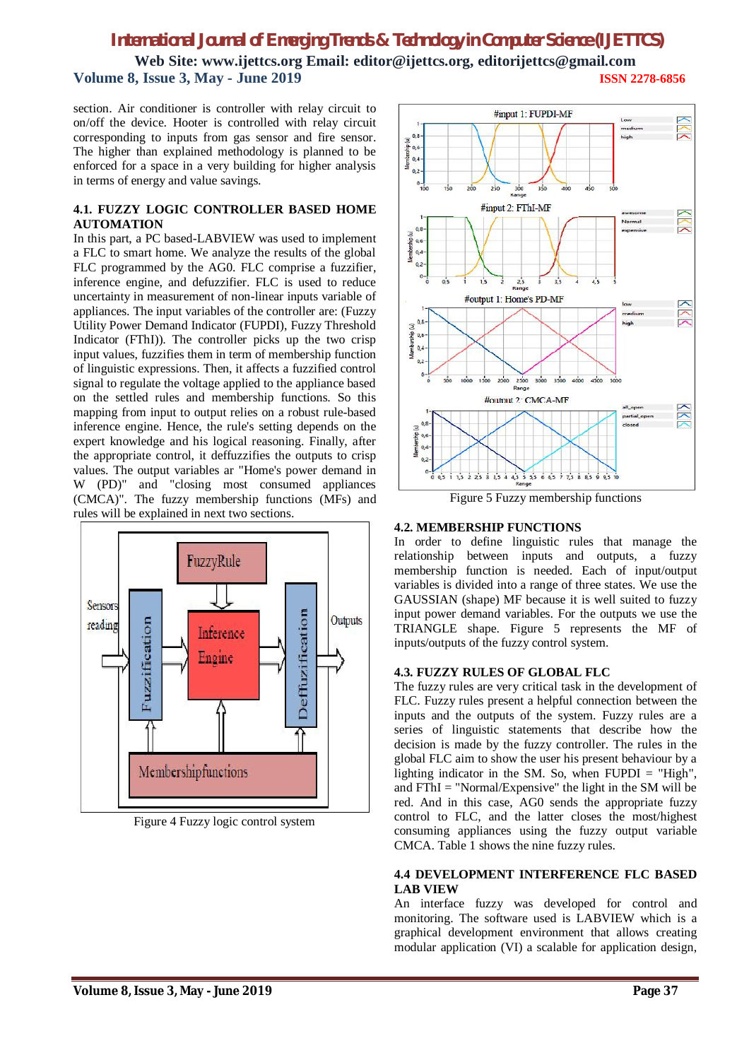section. Air conditioner is controller with relay circuit to on/off the device. Hooter is controlled with relay circuit corresponding to inputs from gas sensor and fire sensor. The higher than explained methodology is planned to be enforced for a space in a very building for higher analysis in terms of energy and value savings.

### 4.1. FUZZY LOGIC CONTROLLER BASED HOME AUTOMATION

In this part, a PC based-LABVIEW was used to implement a FLC to smart home. We analyze the results of the global FLC programmed by the AG0. FLC comprise a fuzzifier, inference engine, and defuzzifier. FLC is used to reduce uncertainty in measurement of non-linear inputs variable of appliances. The input variables of the controller are: (Fuzzy Utility Power Demand Indicator (FUPDI), Fuzzy Threshold Indicator (FThI)). The controller picks up the two crisp input values, fuzzifies them in term of membership function of linguistic expressions. Then, it affects a fuzzified control signal to regulate the voltage applied to the appliance based on the settled rules and membership functions. So this mapping from input to output relies on a robust rule-based inference engine. Hence, the rule's setting depends on the expert knowledge and his logical reasoning. Finally, after the appropriate control, it deffuzzifies the outputs to crisp values. The output variables ar "Home's power demand in W (PD)" and "closing most consumed appliances (CMCA)". The fuzzy membership functions (MFs) and rules will be explained in next two sections.

Figure 4 Fuzzy logic control system

Figure 5 Fuzzy membership functions

### 4.2. MEMBERSHIP FUNCTIONS

In order to define linguistic rules that manage the relationship between inputs and outputs, a fuzzy membership function is needed. Each of input/output variables is divided into a range of three states. We use the GAUSSIAN (shape) MF because it is well suited to fuzzy input power demand variables. For the outputs we use the TRIANGLE shape. Figure 5 represents the MF of inputs/outputs of the fuzzy control system.

### 4.3. FUZZY RULES OF GLOBAL FLC

The fuzzy rules are very critical task in the development of FLC. Fuzzy rules present a helpful connection between the inputs and the outputs of the system. Fuzzy rules are a series of linguistic statements that describe how the decision is made by the fuzzy controller. The rules in the global FLC aim to show the user his present behaviour by a lighting indicator in the SM. So, when FUPDI = "High", and FThI = "Normal/Expensive" the light in the SM will be red. And in this case, AG0 sends the appropriate fuzzy control to FLC, and the latter closes the most/highest consuming appliances using the fuzzy output variable CMCA. Table 1 shows the nine fuzzy rules.

### 4.4 DEVELOPMENT INTERFERENCE FLC BASED LAB VIEW

An interface fuzzy was developed for control and monitoring. The software used is LABVIEW which is a graphical development environment that allows creating modular application (VI) a scalable for application design,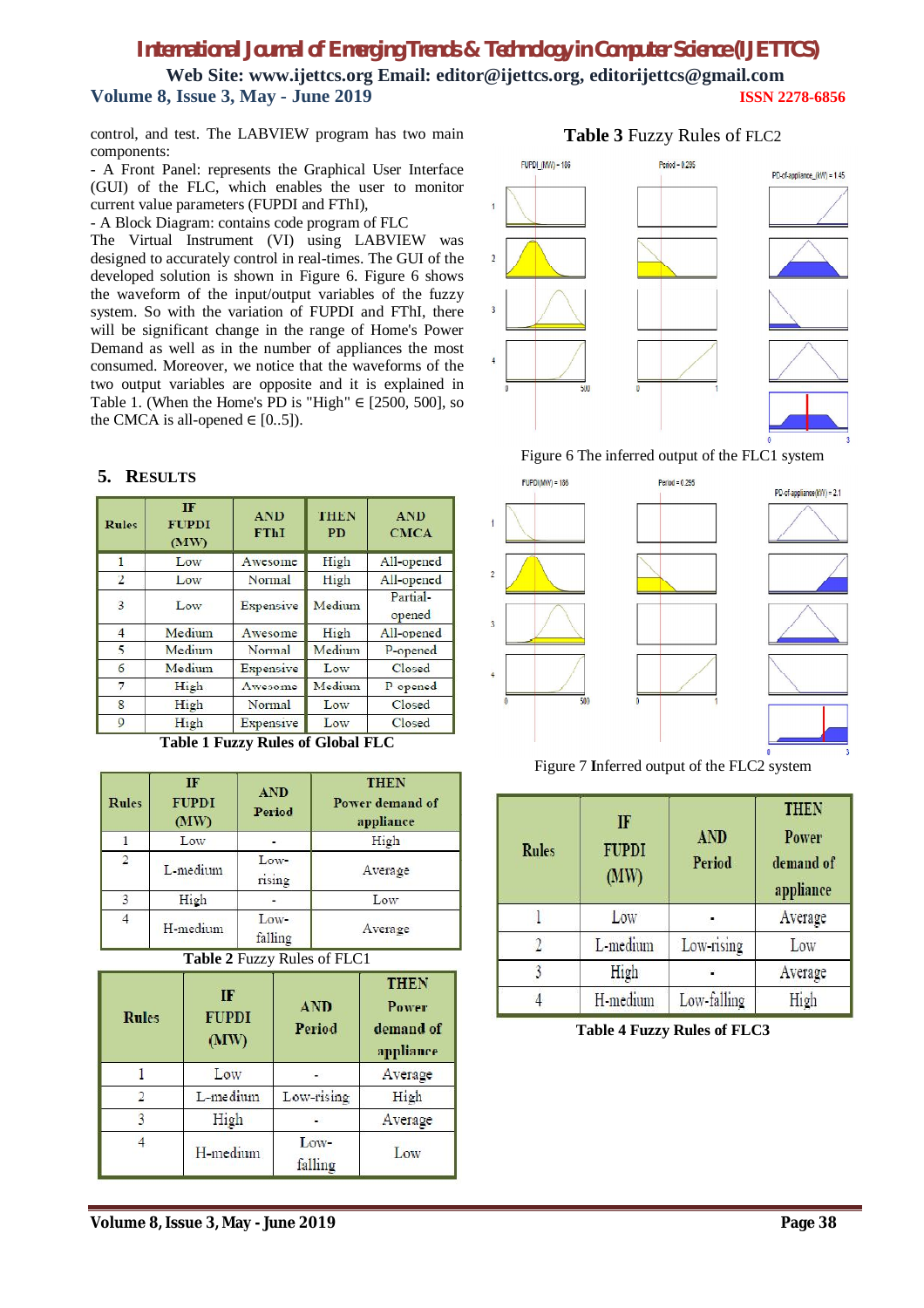control, and test. The LABVIEW program has two main components:

- A Front Panel: represents the Graphical User Interface (GUI) of the FLC, which enables the user to monitor current value parameters (FUPDI and FThI),

- A Block Diagram: contains code program of FLC

The Virtual Instrument (VI) using LABVIEW was designed to accurately control in real-times. The GUI of the developed solution is shown in Figure 6. Figure 6 shows the waveform of the input/output variables of the fuzzy system. So with the variation of FUPDI and FThI, there will be significant change in the range of Home's Power Demand as well as in the number of appliances the most consumed. Moreover, we notice that the waveforms of the two output variables are opposite and it is explained in Table 1. (When the Home's PD is "High" ∈ [2500, 500], so the CMCA is all-opened ∈ [0..5]).

## 5. Results

| Rules | IF FUPDI (MW) | AND FThI | THEN PD | AND CMCA |
|---|---|---|---|---|
| 1 | Low | Awesome | High | All-opened |
| 2 | Low | Normal | High | All-opened |
| 3 | Low | Expensive | Medium | Partial-opened |
| 4 | Medium | Awesome | High | All-opened |
| 5 | Medium | Normal | Medium | P-opened |
| 6 | Medium | Expensive | Low | Closed |
| 7 | High | Awesome | Medium | P opened |
| 8 | High | Normal | Low | Closed |
| 9 | High | Expensive | Low | Closed |

**Table 1 Fuzzy Rules of Global FLC**

| Rules | IF FUPDI (MW) | AND Period | THEN Power demand of appliance |
|---|---|---|---|
| 1 | Low | - | High |
| 2 | L-medium | Low-rising | Average |
| 3 | High | - | Low |
| 4 | H-medium | Low-falling | Average |

**Table 2** Fuzzy Rules of FLC1

| Rules | IF FUPDI (MW) | AND Period | THEN Power demand of appliance |
|---|---|---|---|
| 1 | Low | - | Average |
| 2 | L-medium | Low-rising | High |
| 3 | High | - | Average |
| 4 | H-medium | Low-falling | Low |

**Table 3** Fuzzy Rules of FLC2

Figure 6 The inferred output of the FLC1 system

Figure 7 Inferred output of the FLC2 system

| Rules | IF FUPDI (MW) | AND Period | THEN Power demand of appliance |
|---|---|---|---|
| 1 | Low | - | Average |
| 2 | L-medium | Low-rising | Low |
| 3 | High | - | Average |
| 4 | H-medium | Low-falling | High |

**Table 4 Fuzzy Rules of FLC3**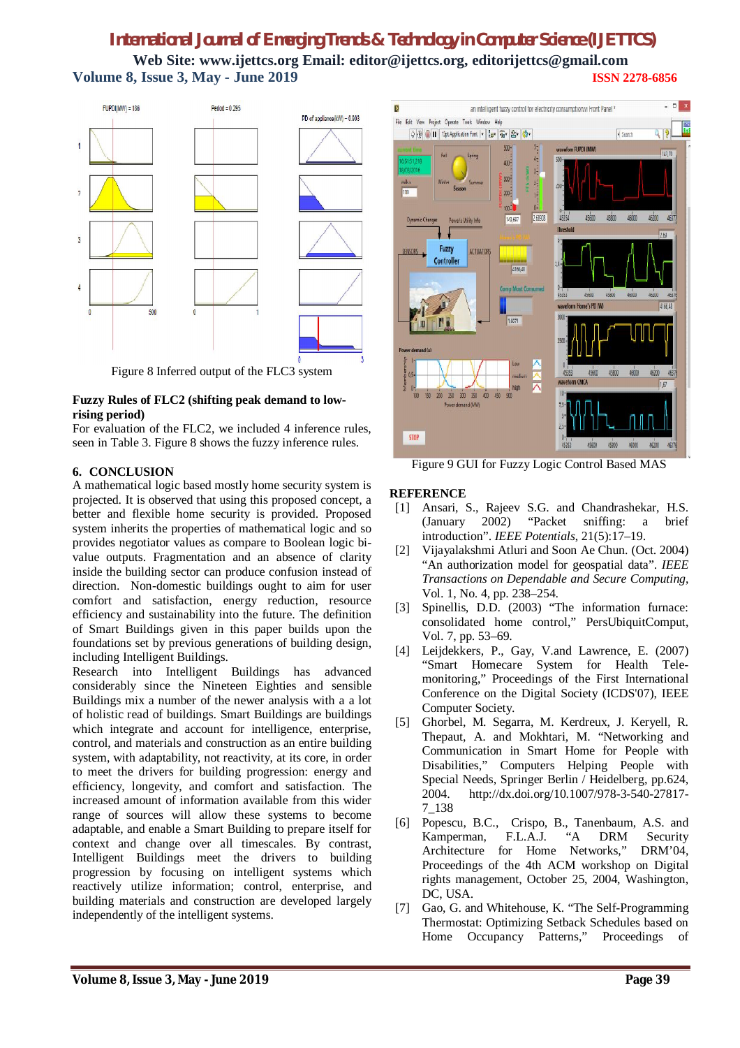Figure 8 Inferred output of the FLC3 system

**Fuzzy Rules of FLC2 (shifting peak demand to low-rising period)**

For evaluation of the FLC2, we included 4 inference rules, seen in Table 3. Figure 8 shows the fuzzy inference rules.

## 6. CONCLUSION

A mathematical logic based mostly home security system is projected. It is observed that using this proposed concept, a better and flexible home security is provided. Proposed system inherits the properties of mathematical logic and so provides negotiator values as compare to Boolean logic bi-value outputs. Fragmentation and an absence of clarity inside the building sector can produce confusion instead of direction. Non-domestic buildings ought to aim for user comfort and satisfaction, energy reduction, resource efficiency and sustainability into the future. The definition of Smart Buildings given in this paper builds upon the foundations set by previous generations of building design, including Intelligent Buildings.

Research into Intelligent Buildings has advanced considerably since the Nineteen Eighties and sensible Buildings mix a number of the newer analysis with a a lot of holistic read of buildings. Smart Buildings are buildings which integrate and account for intelligence, enterprise, control, and materials and construction as an entire building system, with adaptability, not reactivity, at its core, in order to meet the drivers for building progression: energy and efficiency, longevity, and comfort and satisfaction. The increased amount of information available from this wider range of sources will allow these systems to become adaptable, and enable a Smart Building to prepare itself for context and change over all timescales. By contrast, Intelligent Buildings meet the drivers to building progression by focusing on intelligent systems which reactively utilize information; control, enterprise, and building materials and construction are developed largely independently of the intelligent systems.

Figure 9 GUI for Fuzzy Logic Control Based MAS

## REFERENCE

[1] Ansari, S., Rajeev S.G. and Chandrashekar, H.S. (January 2002) "Packet sniffing: a brief introduction". *IEEE Potentials*, 21(5):17–19.

[2] Vijayalakshmi Atluri and Soon Ae Chun. (Oct. 2004) "An authorization model for geospatial data". *IEEE Transactions on Dependable and Secure Computing*, Vol. 1, No. 4, pp. 238–254.

[3] Spinellis, D.D. (2003) "The information furnace: consolidated home control," PersUbiquitComput, Vol. 7, pp. 53–69.

[4] Leijdekkers, P., Gay, V.and Lawrence, E. (2007) "Smart Homecare System for Health Tele-monitoring," Proceedings of the First International Conference on the Digital Society (ICDS'07), IEEE Computer Society.

[5] Ghorbel, M. Segarra, M. Kerdreux, J. Keryell, R. Thepaut, A. and Mokhtari, M. "Networking and Communication in Smart Home for People with Disabilities," Computers Helping People with Special Needs, Springer Berlin / Heidelberg, pp.624, 2004. http://dx.doi.org/10.1007/978-3-540-27817-7_138

[6] Popescu, B.C., Crispo, B., Tanenbaum, A.S. and Kamperman, F.L.A.J. "A DRM Security Architecture for Home Networks," DRM'04, Proceedings of the 4th ACM workshop on Digital rights management, October 25, 2004, Washington, DC, USA.

[7] Gao, G. and Whitehouse, K. "The Self-Programming Thermostat: Optimizing Setback Schedules based on Home Occupancy Patterns," Proceedings of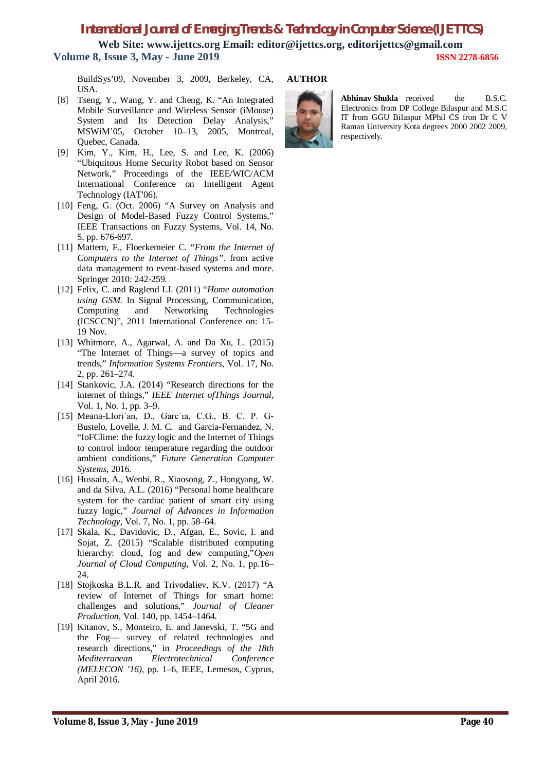BuildSys'09, November 3, 2009, Berkeley, CA, USA.

[8] Tseng, Y., Wang, Y. and Cheng, K. "An Integrated Mobile Surveillance and Wireless Sensor (iMouse) System and Its Detection Delay Analysis," MSWiM'05, October 10–13, 2005, Montreal, Quebec, Canada.

[9] Kim, Y., Kim, H., Lee, S. and Lee, K. (2006) "Ubiquitous Home Security Robot based on Sensor Network," Proceedings of the IEEE/WIC/ACM International Conference on Intelligent Agent Technology (IAT'06).

[10] Feng, G. (Oct. 2006) "A Survey on Analysis and Design of Model-Based Fuzzy Control Systems," IEEE Transactions on Fuzzy Systems, Vol. 14, No. 5, pp. 676-697.

[11] Mattern, F., Floerkemeier C. "*From the Internet of Computers to the Internet of Things*". from active data management to event-based systems and more. Springer 2010: 242-259.

[12] Felix, C. and Raglend I.J. (2011) "*Home automation using GSM.* In Signal Processing, Communication, Computing and Networking Technologies (ICSCCN)", 2011 International Conference on: 15-19 Nov.

[13] Whitmore, A., Agarwal, A. and Da Xu, L. (2015) "The Internet of Things—a survey of topics and trends," *Information Systems Frontiers*, Vol. 17, No. 2, pp. 261–274.

[14] Stankovic, J.A. (2014) "Research directions for the internet of things," *IEEE Internet ofThings Journal*, Vol. 1, No. 1, pp. 3–9.

[15] Meana-Llori´an, D., Garc´ıa, C.G., B. C. P. G-Bustelo, Lovelle, J. M. C. and Garcia-Fernandez, N. "IoFClime: the fuzzy logic and the Internet of Things to control indoor temperature regarding the outdoor ambient conditions," *Future Generation Computer Systems*, 2016.

[16] Hussain, A., Wenbi, R., Xiaosong, Z., Hongyang, W. and da Silva, A.L. (2016) "Personal home healthcare system for the cardiac patient of smart city using fuzzy logic," *Journal of Advances in Information Technology*, Vol. 7, No. 1, pp. 58–64.

[17] Skala, K., Davidovic, D., Afgan, E., Sovic, I. and Sojat, Z. (2015) "Scalable distributed computing hierarchy: cloud, fog and dew computing,"*Open Journal of Cloud Computing*, Vol. 2, No. 1, pp.16–24.

[18] Stojkoska B.L.R. and Trivodaliev, K.V. (2017) "A review of Internet of Things for smart home: challenges and solutions," *Journal of Cleaner Production*, Vol. 140, pp. 1454–1464.

[19] Kitanov, S., Monteiro, E. and Janevski, T. "5G and the Fog— survey of related technologies and research directions," in *Proceedings of the 18th Mediterranean Electrotechnical Conference (MELECON '16)*, pp. 1–6, IEEE, Lemesos, Cyprus, April 2016.

## AUTHOR

**Abhinav Shukla** received the B.S.C. Electronics from DP College Bilaspur and M.S.C IT from GGU Bilaspur MPhil CS fron Dr C V Raman University Kota degrees 2000 2002 2009, respectively.